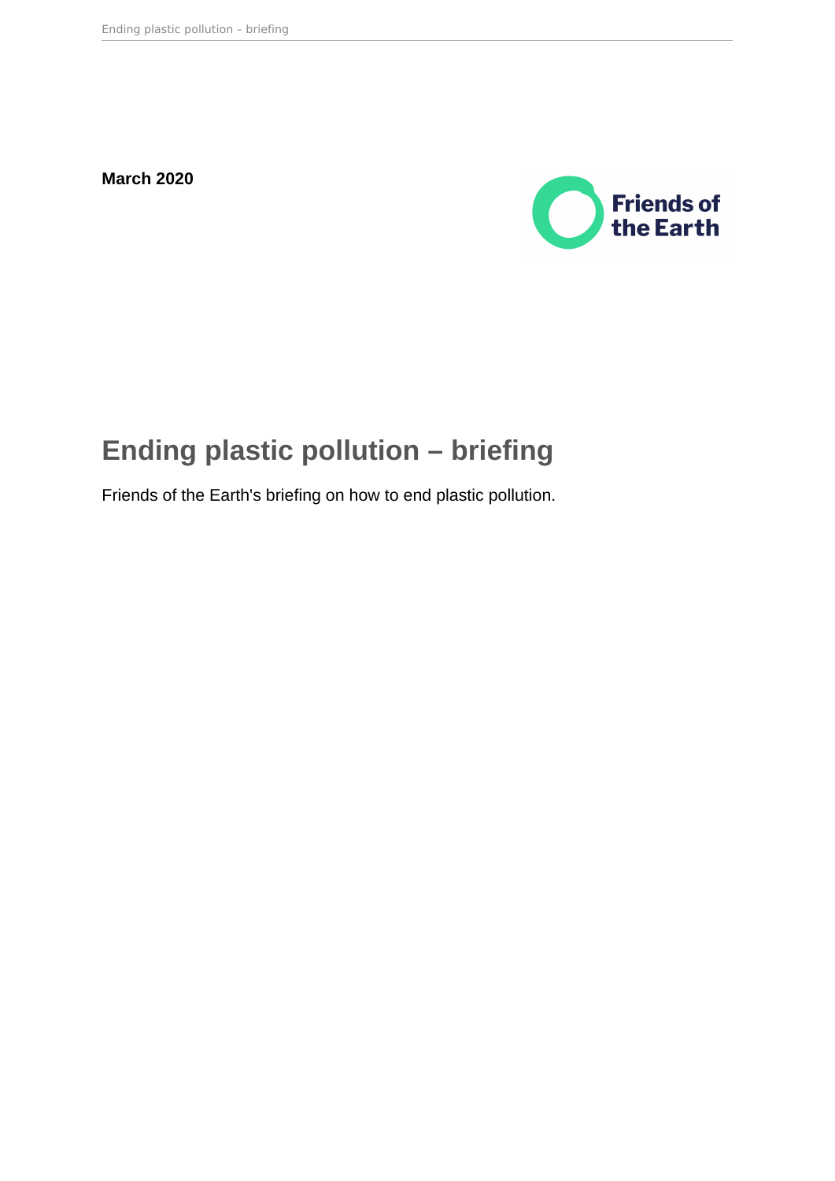**March 2020**

# Ending plastic pollution – briefing

Friends of the Earth's briefing on how to end plastic pollution.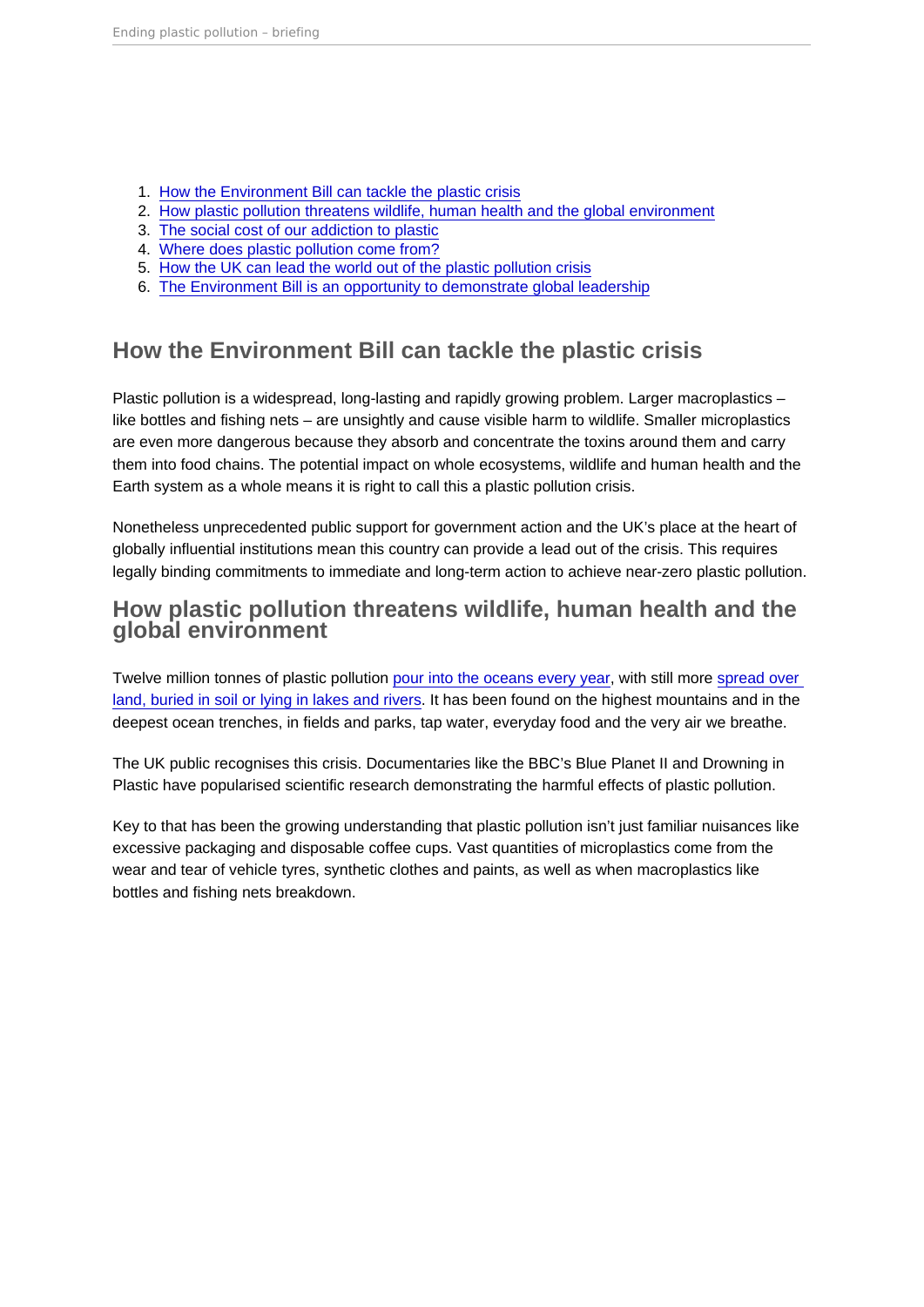1. [How the Environment Bill can tackle the plastic crisis]()
2. [How plastic pollution threatens wildlife, human health and the global environment]()
3. [The social cost of our addiction to plastic]()
4. [Where does plastic pollution come from?]()
5. [How the UK can lead the world out of the plastic pollution crisis]()
6. [The Environment Bill is an opportunity to demonstrate global leadership]()

## How the Environment Bill can tackle the plastic crisis

Plastic pollution is a widespread, long-lasting and rapidly growing problem. Larger macroplastics – like bottles and fishing nets – are unsightly and cause visible harm to wildlife. Smaller microplastics are even more dangerous because they absorb and concentrate the toxins around them and carry them into food chains. The potential impact on whole ecosystems, wildlife and human health and the Earth system as a whole means it is right to call this a plastic pollution crisis.

Nonetheless unprecedented public support for government action and the UK's place at the heart of globally influential institutions mean this country can provide a lead out of the crisis. This requires legally binding commitments to immediate and long-term action to achieve near-zero plastic pollution.

## How plastic pollution threatens wildlife, human health and the global environment

Twelve million tonnes of plastic pollution [pour into the oceans every year](), with still more [spread over land, buried in soil or lying in lakes and rivers](). It has been found on the highest mountains and in the deepest ocean trenches, in fields and parks, tap water, everyday food and the very air we breathe.

The UK public recognises this crisis. Documentaries like the BBC's Blue Planet II and Drowning in Plastic have popularised scientific research demonstrating the harmful effects of plastic pollution.

Key to that has been the growing understanding that plastic pollution isn't just familiar nuisances like excessive packaging and disposable coffee cups. Vast quantities of microplastics come from the wear and tear of vehicle tyres, synthetic clothes and paints, as well as when macroplastics like bottles and fishing nets breakdown.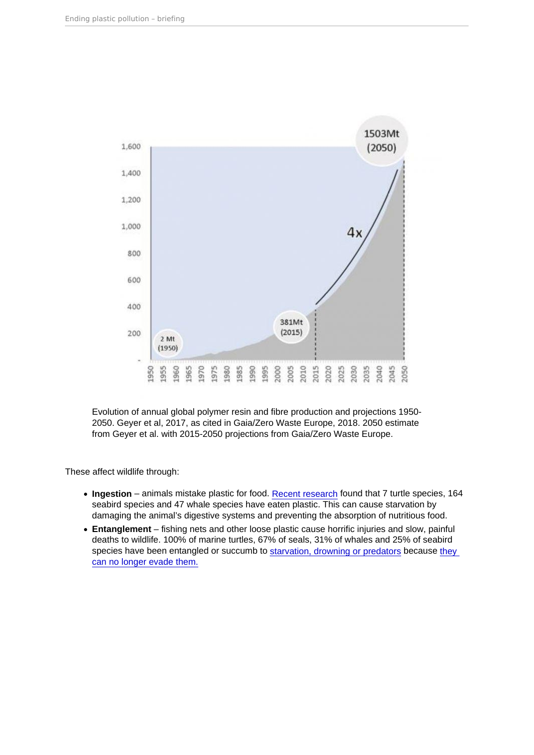Evolution of annual global polymer resin and fibre production and projections 1950-2050. Geyer et al, 2017, as cited in Gaia/Zero Waste Europe, 2018. 2050 estimate from Geyer et al. with 2015-2050 projections from Gaia/Zero Waste Europe.

These affect wildlife through:

- **Ingestion** – animals mistake plastic for food. Recent research found that 7 turtle species, 164 seabird species and 47 whale species have eaten plastic. This can cause starvation by damaging the animal's digestive systems and preventing the absorption of nutritious food.
- **Entanglement** – fishing nets and other loose plastic cause horrific injuries and slow, painful deaths to wildlife. 100% of marine turtles, 67% of seals, 31% of whales and 25% of seabird species have been entangled or succumb to starvation, drowning or predators because they can no longer evade them.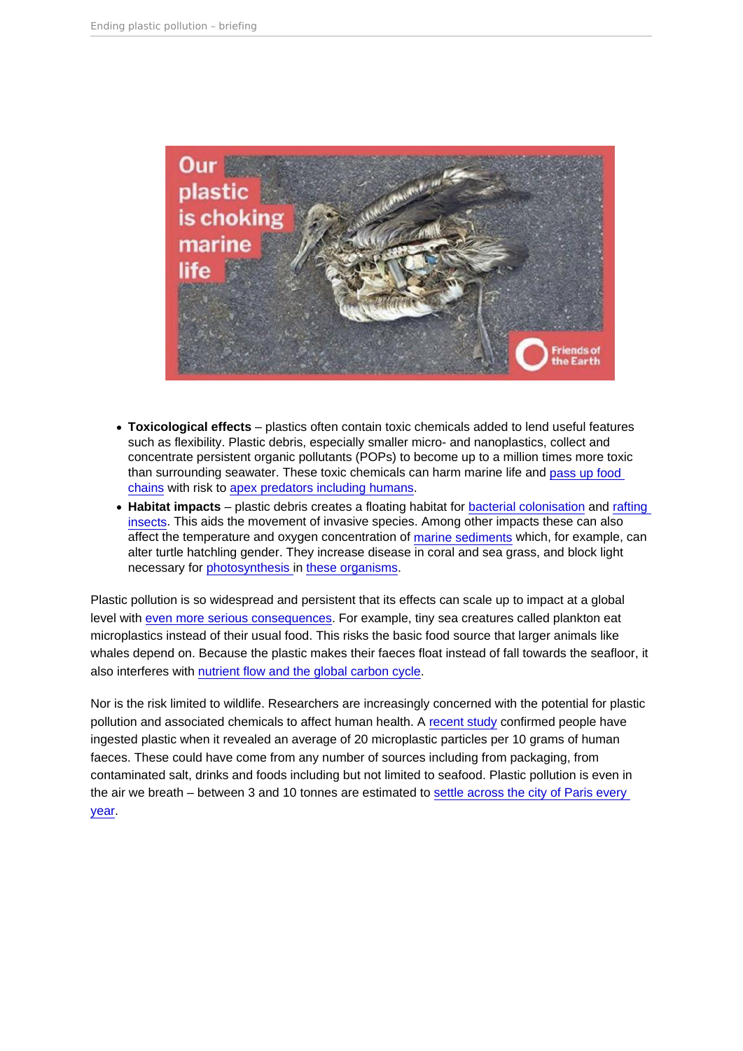- **Toxicological effects** – plastics often contain toxic chemicals added to lend useful features such as flexibility. Plastic debris, especially smaller micro- and nanoplastics, collect and concentrate persistent organic pollutants (POPs) to become up to a million times more toxic than surrounding seawater. These toxic chemicals can harm marine life and pass up food chains with risk to apex predators including humans.
- **Habitat impacts** – plastic debris creates a floating habitat for bacterial colonisation and rafting insects. This aids the movement of invasive species. Among other impacts these can also affect the temperature and oxygen concentration of marine sediments which, for example, can alter turtle hatchling gender. They increase disease in coral and sea grass, and block light necessary for photosynthesis in these organisms.

Plastic pollution is so widespread and persistent that its effects can scale up to impact at a global level with even more serious consequences. For example, tiny sea creatures called plankton eat microplastics instead of their usual food. This risks the basic food source that larger animals like whales depend on. Because the plastic makes their faeces float instead of fall towards the seafloor, it also interferes with nutrient flow and the global carbon cycle.

Nor is the risk limited to wildlife. Researchers are increasingly concerned with the potential for plastic pollution and associated chemicals to affect human health. A recent study confirmed people have ingested plastic when it revealed an average of 20 microplastic particles per 10 grams of human faeces. These could have come from any number of sources including from packaging, from contaminated salt, drinks and foods including but not limited to seafood. Plastic pollution is even in the air we breath – between 3 and 10 tonnes are estimated to settle across the city of Paris every year.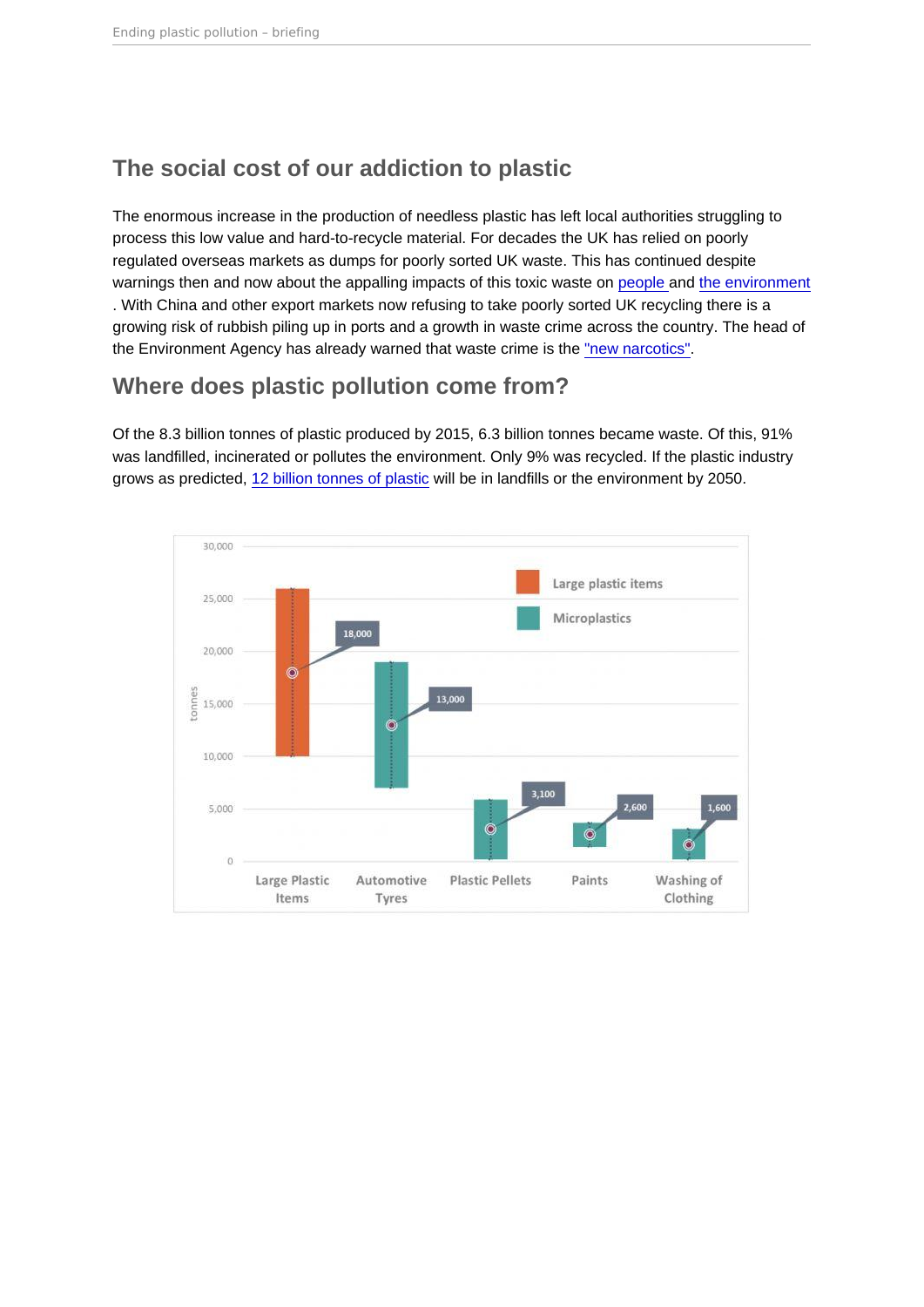## The social cost of our addiction to plastic

The enormous increase in the production of needless plastic has left local authorities struggling to process this low value and hard-to-recycle material. For decades the UK has relied on poorly regulated overseas markets as dumps for poorly sorted UK waste. This has continued despite warnings then and now about the appalling impacts of this toxic waste on people and the environment . With China and other export markets now refusing to take poorly sorted UK recycling there is a growing risk of rubbish piling up in ports and a growth in waste crime across the country. The head of the Environment Agency has already warned that waste crime is the "new narcotics".

## Where does plastic pollution come from?

Of the 8.3 billion tonnes of plastic produced by 2015, 6.3 billion tonnes became waste. Of this, 91% was landfilled, incinerated or pollutes the environment. Only 9% was recycled. If the plastic industry grows as predicted, 12 billion tonnes of plastic will be in landfills or the environment by 2050.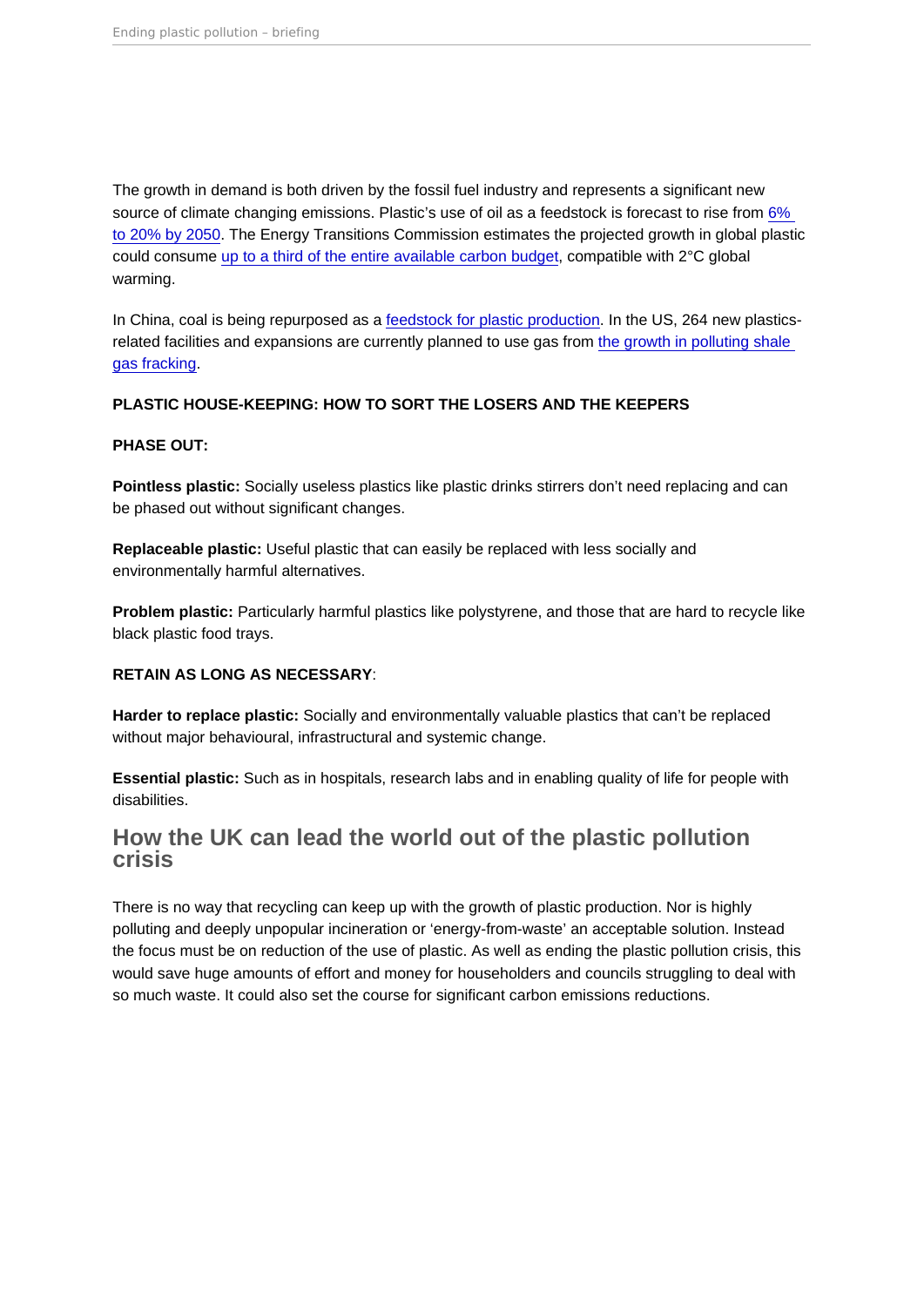The growth in demand is both driven by the fossil fuel industry and represents a significant new source of climate changing emissions. Plastic's use of oil as a feedstock is forecast to rise from 6% to 20% by 2050. The Energy Transitions Commission estimates the projected growth in global plastic could consume up to a third of the entire available carbon budget, compatible with 2°C global warming.

In China, coal is being repurposed as a feedstock for plastic production. In the US, 264 new plastics-related facilities and expansions are currently planned to use gas from the growth in polluting shale gas fracking.

**PLASTIC HOUSE-KEEPING: HOW TO SORT THE LOSERS AND THE KEEPERS**

**PHASE OUT:**

**Pointless plastic:** Socially useless plastics like plastic drinks stirrers don't need replacing and can be phased out without significant changes.

**Replaceable plastic:** Useful plastic that can easily be replaced with less socially and environmentally harmful alternatives.

**Problem plastic:** Particularly harmful plastics like polystyrene, and those that are hard to recycle like black plastic food trays.

**RETAIN AS LONG AS NECESSARY**:

**Harder to replace plastic:** Socially and environmentally valuable plastics that can't be replaced without major behavioural, infrastructural and systemic change.

**Essential plastic:** Such as in hospitals, research labs and in enabling quality of life for people with disabilities.

## How the UK can lead the world out of the plastic pollution crisis

There is no way that recycling can keep up with the growth of plastic production. Nor is highly polluting and deeply unpopular incineration or 'energy-from-waste' an acceptable solution. Instead the focus must be on reduction of the use of plastic. As well as ending the plastic pollution crisis, this would save huge amounts of effort and money for householders and councils struggling to deal with so much waste. It could also set the course for significant carbon emissions reductions.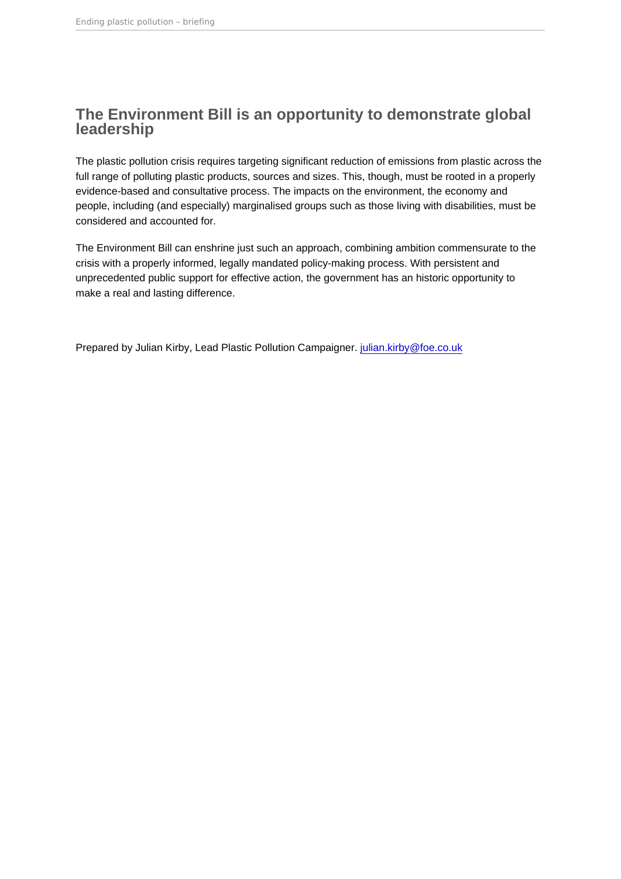## The Environment Bill is an opportunity to demonstrate global leadership

The plastic pollution crisis requires targeting significant reduction of emissions from plastic across the full range of polluting plastic products, sources and sizes. This, though, must be rooted in a properly evidence-based and consultative process. The impacts on the environment, the economy and people, including (and especially) marginalised groups such as those living with disabilities, must be considered and accounted for.

The Environment Bill can enshrine just such an approach, combining ambition commensurate to the crisis with a properly informed, legally mandated policy-making process. With persistent and unprecedented public support for effective action, the government has an historic opportunity to make a real and lasting difference.

Prepared by Julian Kirby, Lead Plastic Pollution Campaigner. [julian.kirby@foe.co.uk](mailto:julian.kirby@foe.co.uk)